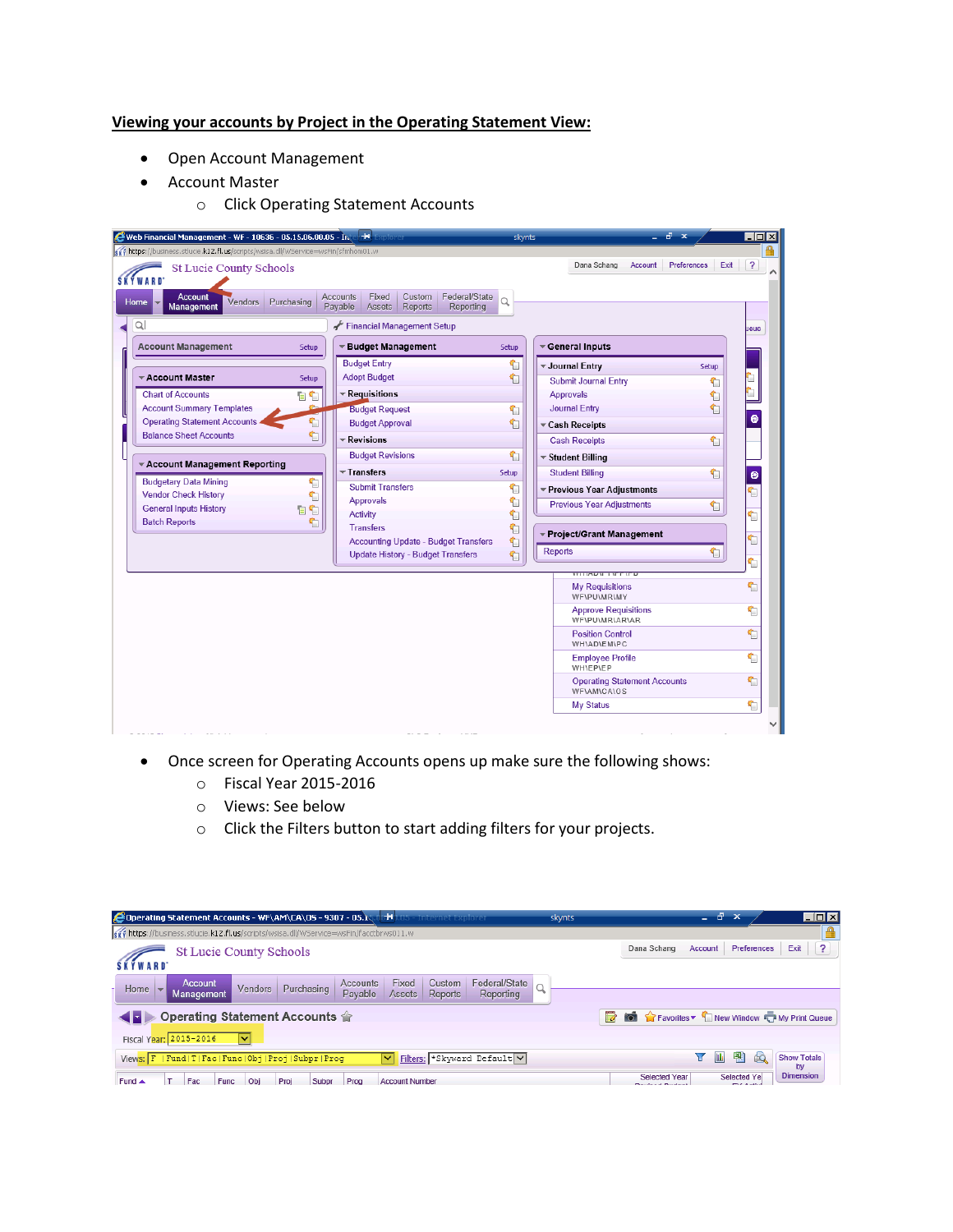**Viewing your accounts by Project in the Operating Statement View:**

- Open Account Management
- Account Master
  - Click Operating Statement Accounts

- Once screen for Operating Accounts opens up make sure the following shows:
  - Fiscal Year 2015-2016
  - Views: See below
  - Click the Filters button to start adding filters for your projects.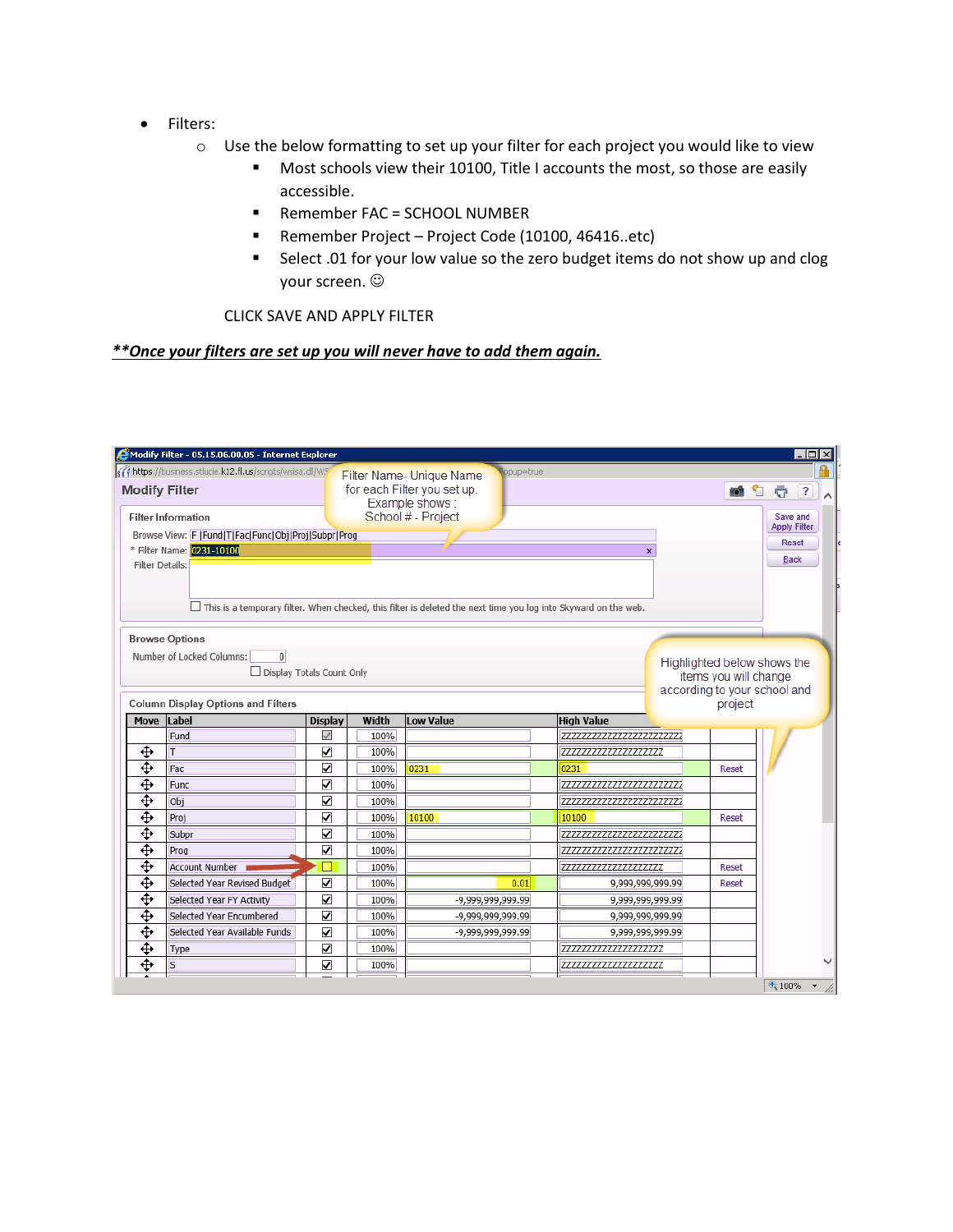- Filters:
  - Use the below formatting to set up your filter for each project you would like to view
    - Most schools view their 10100, Title I accounts the most, so those are easily accessible.
    - Remember FAC = SCHOOL NUMBER
    - Remember Project – Project Code (10100, 46416..etc)
    - Select .01 for your low value so the zero budget items do not show up and clog your screen. ☺

  CLICK SAVE AND APPLY FILTER

***\*Once your filters are set up you will never have to add them again.***

Modify Filter – 05.15.06.00.05 - Internet Explorer

https://business.stlucie.k12.fl.us/scripts/wsisa.dll/WS...popup=true

**Modify Filter**

Filter Name- Unique Name for each Filter you set up. Example shows : School # - Project

**Filter Information**

Browse View: F |Fund|T|Fac|Func|Obj|Proj|Subpr|Prog

\* Filter Name: 0231-10100

Filter Details:

☐ This is a temporary filter. When checked, this filter is deleted the next time you log into Skyward on the web.

Save and Apply Filter | Reset | Back

**Browse Options**

Number of Locked Columns: 0

☐ Display Totals Count Only

Highlighted below shows the items you will change according to your school and project

**Column Display Options and Filters**

| Move | Label | Display | Width | Low Value | High Value | |
|---|---|---|---|---|---|---|
| | Fund | ☑ | 100% | | ZZZZZZZZZZZZZZZZZZZZZZZZ | |
| ✥ | T | ☑ | 100% | | ZZZZZZZZZZZZZZZZZZZZ | |
| ✥ | Fac | ☑ | 100% | 0231 | 0231 | Reset |
| ✥ | Func | ☑ | 100% | | ZZZZZZZZZZZZZZZZZZZZZZZZ | |
| ✥ | Obj | ☑ | 100% | | ZZZZZZZZZZZZZZZZZZZZZZZZ | |
| ✥ | Proj | ☑ | 100% | 10100 | 10100 | Reset |
| ✥ | Subpr | ☑ | 100% | | ZZZZZZZZZZZZZZZZZZZZZZZZ | |
| ✥ | Prog | ☑ | 100% | | ZZZZZZZZZZZZZZZZZZZZZZZZ | |
| ✥ | Account Number | ☐ | 100% | | ZZZZZZZZZZZZZZZZZZZZ | Reset |
| ✥ | Selected Year Revised Budget | ☑ | 100% | 0.01 | 9,999,999,999.99 | Reset |
| ✥ | Selected Year FY Activity | ☑ | 100% | -9,999,999,999.99 | 9,999,999,999.99 | |
| ✥ | Selected Year Encumbered | ☑ | 100% | -9,999,999,999.99 | 9,999,999,999.99 | |
| ✥ | Selected Year Available Funds | ☑ | 100% | -9,999,999,999.99 | 9,999,999,999.99 | |
| ✥ | Type | ☑ | 100% | | ZZZZZZZZZZZZZZZZZZZZ | |
| ✥ | S | ☑ | 100% | | ZZZZZZZZZZZZZZZZZZZZ | |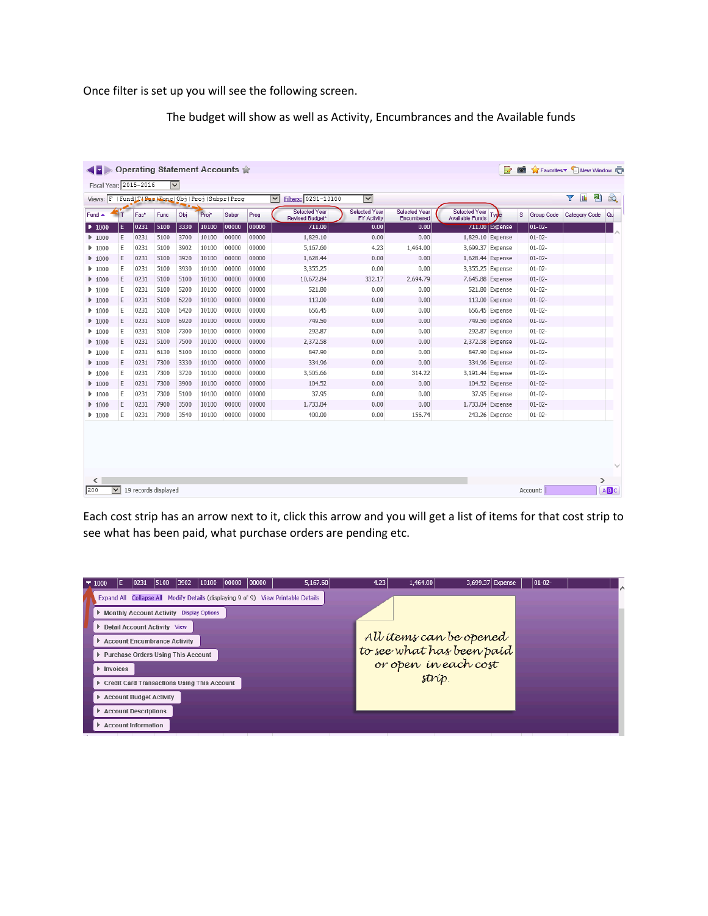Once filter is set up you will see the following screen.

The budget will show as well as Activity, Encumbrances and the Available funds

Operating Statement Accounts

Fiscal Year: 2015-2016

Views: F | Fund | T | Fac | Func | Obj | Proj | Subpr | Prog    Filters: 0231-10100

| Fund | T | Fac | Func | Obj | Proj | Subpr | Prog | Selected Year Revised Budget | Selected Year FY Activity | Selected Year Encumbered | Selected Year Available Funds | Type | S | Group Code | Category Code | Qu |
|---|---|---|---|---|---|---|---|---|---|---|---|---|---|---|---|---|
| 1000 | E | 0231 | 5100 | 3330 | 10100 | 00000 | 00000 | 711.00 | 0.00 | 0.00 | 711.00 | Expense | | 01-02- | | |
| 1000 | E | 0231 | 5100 | 3700 | 10100 | 00000 | 00000 | 1,829.10 | 0.00 | 0.00 | 1,829.10 | Expense | | 01-02- | | |
| 1000 | E | 0231 | 5100 | 3902 | 10100 | 00000 | 00000 | 5,167.60 | 4.23 | 1,464.00 | 3,699.37 | Expense | | 01-02- | | |
| 1000 | E | 0231 | 5100 | 3920 | 10100 | 00000 | 00000 | 1,628.44 | 0.00 | 0.00 | 1,628.44 | Expense | | 01-02- | | |
| 1000 | E | 0231 | 5100 | 3930 | 10100 | 00000 | 00000 | 3,355.25 | 0.00 | 0.00 | 3,355.25 | Expense | | 01-02- | | |
| 1000 | E | 0231 | 5100 | 5100 | 10100 | 00000 | 00000 | 10,672.84 | 332.17 | 2,694.79 | 7,645.88 | Expense | | 01-02- | | |
| 1000 | E | 0231 | 5100 | 5200 | 10100 | 00000 | 00000 | 521.80 | 0.00 | 0.00 | 521.80 | Expense | | 01-02- | | |
| 1000 | E | 0231 | 5100 | 6220 | 10100 | 00000 | 00000 | 113.00 | 0.00 | 0.00 | 113.00 | Expense | | 01-02- | | |
| 1000 | E | 0231 | 5100 | 6420 | 10100 | 00000 | 00000 | 656.45 | 0.00 | 0.00 | 656.45 | Expense | | 01-02- | | |
| 1000 | E | 0231 | 5100 | 6920 | 10100 | 00000 | 00000 | 749.50 | 0.00 | 0.00 | 749.50 | Expense | | 01-02- | | |
| 1000 | E | 0231 | 5100 | 7300 | 10100 | 00000 | 00000 | 292.87 | 0.00 | 0.00 | 292.87 | Expense | | 01-02- | | |
| 1000 | E | 0231 | 5100 | 7500 | 10100 | 00000 | 00000 | 2,372.58 | 0.00 | 0.00 | 2,372.58 | Expense | | 01-02- | | |
| 1000 | E | 0231 | 6130 | 5100 | 10100 | 00000 | 00000 | 847.90 | 0.00 | 0.00 | 847.90 | Expense | | 01-02- | | |
| 1000 | E | 0231 | 7300 | 3330 | 10100 | 00000 | 00000 | 334.96 | 0.00 | 0.00 | 334.96 | Expense | | 01-02- | | |
| 1000 | E | 0231 | 7300 | 3720 | 10100 | 00000 | 00000 | 3,505.66 | 0.00 | 314.22 | 3,191.44 | Expense | | 01-02- | | |
| 1000 | E | 0231 | 7300 | 3900 | 10100 | 00000 | 00000 | 104.52 | 0.00 | 0.00 | 104.52 | Expense | | 01-02- | | |
| 1000 | E | 0231 | 7300 | 5100 | 10100 | 00000 | 00000 | 37.95 | 0.00 | 0.00 | 37.95 | Expense | | 01-02- | | |
| 1000 | E | 0231 | 7900 | 3500 | 10100 | 00000 | 00000 | 1,733.84 | 0.00 | 0.00 | 1,733.84 | Expense | | 01-02- | | |
| 1000 | E | 0231 | 7900 | 3540 | 10100 | 00000 | 00000 | 400.00 | 0.00 | 156.74 | 243.26 | Expense | | 01-02- | | |

200 | 19 records displayed | Account:

Each cost strip has an arrow next to it, click this arrow and you will get a list of items for that cost strip to see what has been paid, what purchase orders are pending etc.

| | | | | | | | | | | | | | |
|---|---|---|---|---|---|---|---|---|---|---|---|---|---|
| 1000 | E | 0231 | 5100 | 3902 | 10100 | 00000 | 00000 | 5,167.60 | 4.23 | 1,464.00 | 3,699.37 | Expense | 01-02- |

Expand All | Collapse All | Modify Details (displaying 9 of 9) | View Printable Details

- Monthly Account Activity — Display Options
- Detail Account Activity — View
- Account Encumbrance Activity
- Purchase Orders Using This Account
- Invoices
- Credit Card Transactions Using This Account
- Account Budget Activity
- Account Descriptions
- Account Information

*All items can be opened to see what has been paid or open in each cost strip.*